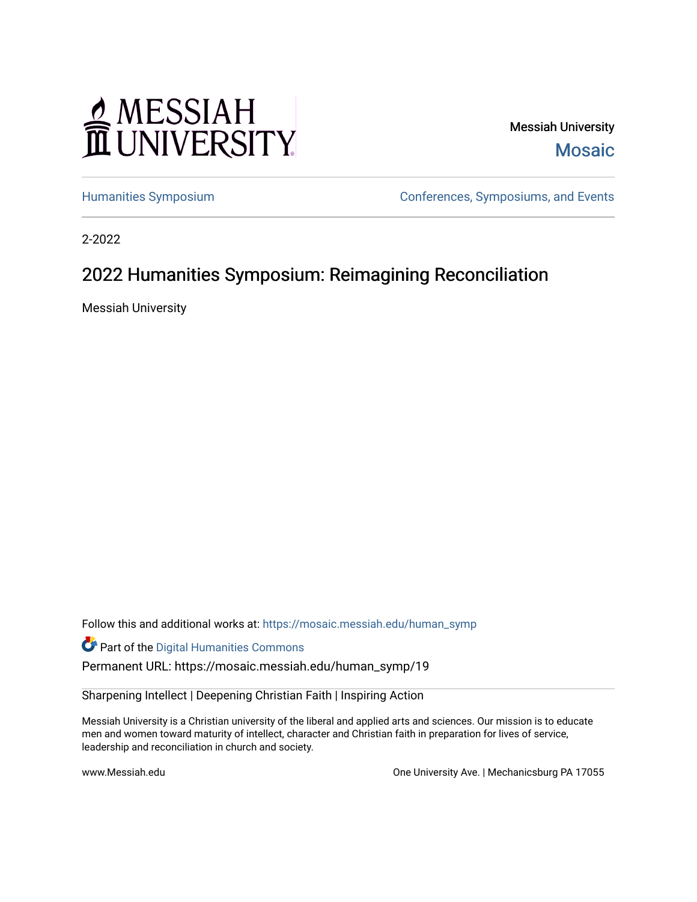MESSIAH UNIVERSITY

Messiah University
Mosaic

Humanities Symposium | Conferences, Symposiums, and Events

2-2022

# 2022 Humanities Symposium: Reimagining Reconciliation

Messiah University

Follow this and additional works at: https://mosaic.messiah.edu/human_symp

Part of the Digital Humanities Commons

Permanent URL: https://mosaic.messiah.edu/human_symp/19

Sharpening Intellect | Deepening Christian Faith | Inspiring Action

Messiah University is a Christian university of the liberal and applied arts and sciences. Our mission is to educate men and women toward maturity of intellect, character and Christian faith in preparation for lives of service, leadership and reconciliation in church and society.

www.Messiah.edu

One University Ave. | Mechanicsburg PA 17055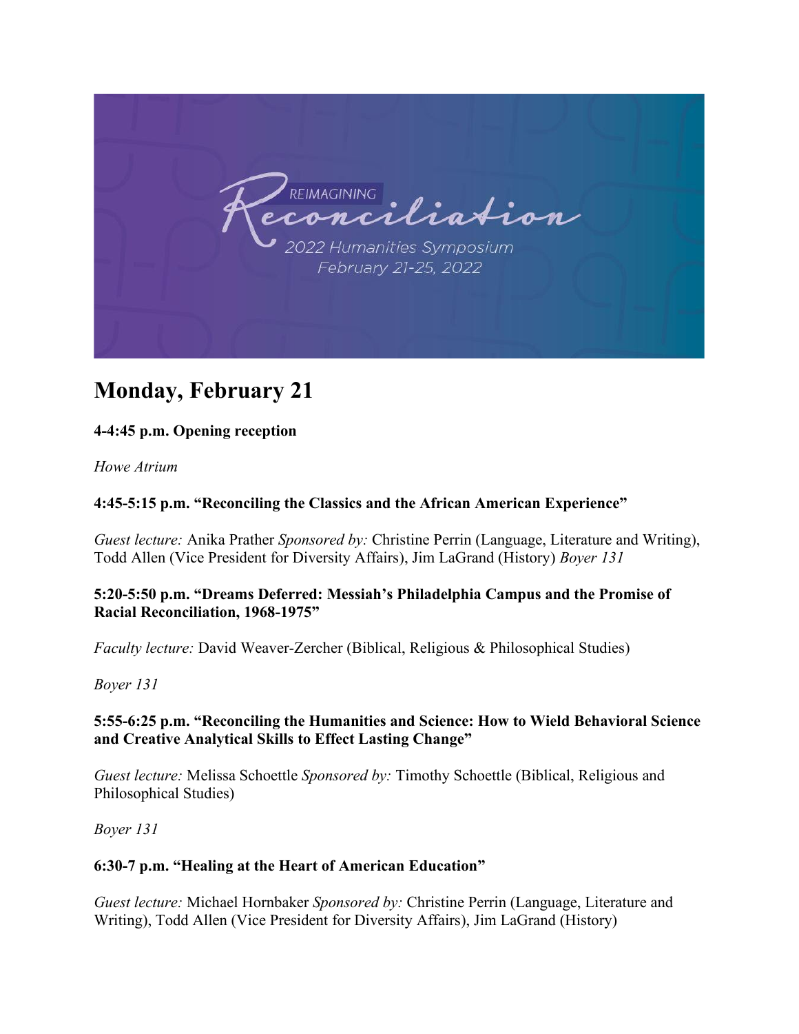## Monday, February 21

**4-4:45 p.m. Opening reception**

*Howe Atrium*

**4:45-5:15 p.m. "Reconciling the Classics and the African American Experience"**

*Guest lecture:* Anika Prather *Sponsored by:* Christine Perrin (Language, Literature and Writing), Todd Allen (Vice President for Diversity Affairs), Jim LaGrand (History) *Boyer 131*

**5:20-5:50 p.m. "Dreams Deferred: Messiah's Philadelphia Campus and the Promise of Racial Reconciliation, 1968-1975"**

*Faculty lecture:* David Weaver-Zercher (Biblical, Religious & Philosophical Studies)

*Boyer 131*

**5:55-6:25 p.m. "Reconciling the Humanities and Science: How to Wield Behavioral Science and Creative Analytical Skills to Effect Lasting Change"**

*Guest lecture:* Melissa Schoettle *Sponsored by:* Timothy Schoettle (Biblical, Religious and Philosophical Studies)

*Boyer 131*

**6:30-7 p.m. "Healing at the Heart of American Education"**

*Guest lecture:* Michael Hornbaker *Sponsored by:* Christine Perrin (Language, Literature and Writing), Todd Allen (Vice President for Diversity Affairs), Jim LaGrand (History)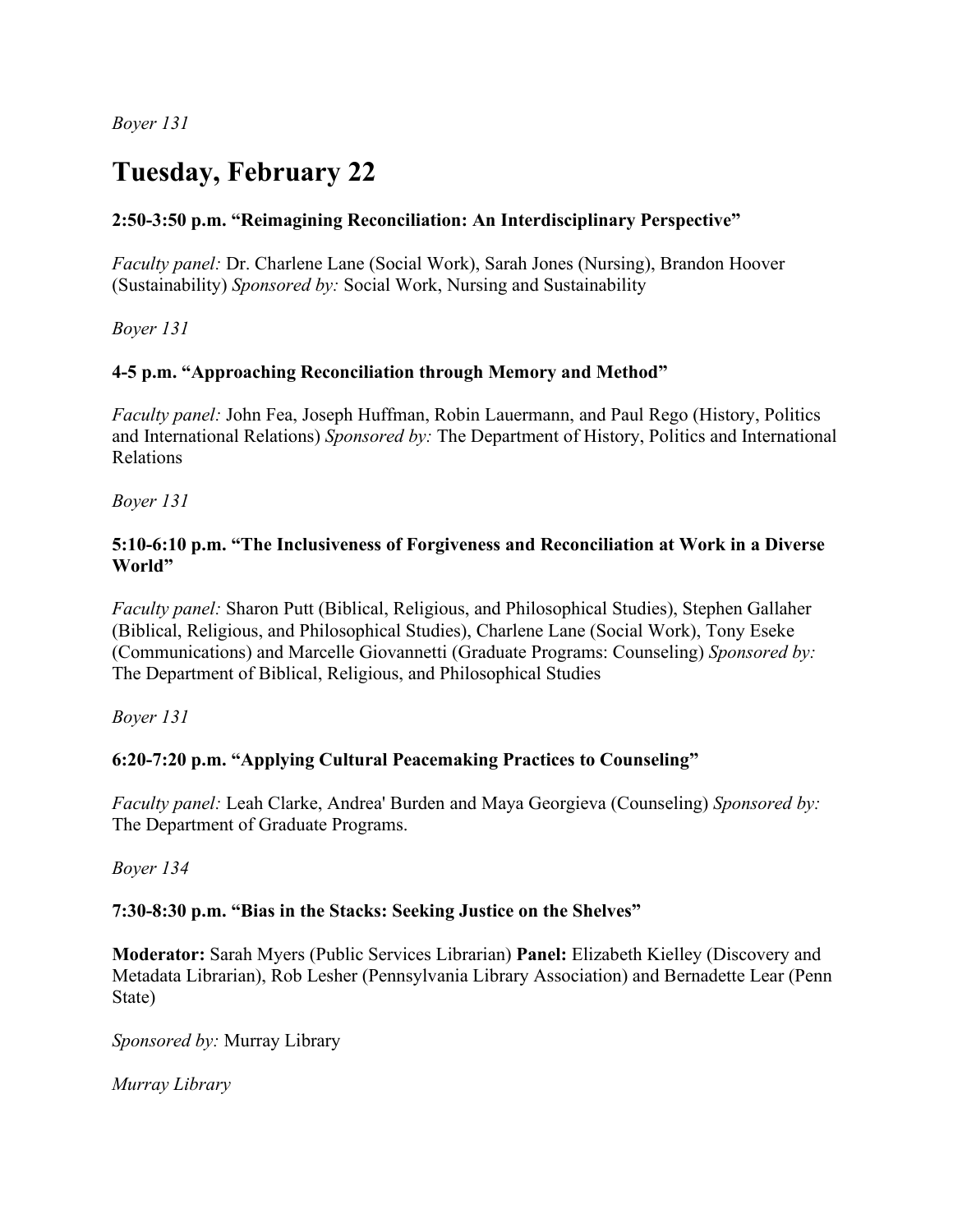*Boyer 131*

# Tuesday, February 22

### 2:50-3:50 p.m. "Reimagining Reconciliation: An Interdisciplinary Perspective"

*Faculty panel:* Dr. Charlene Lane (Social Work), Sarah Jones (Nursing), Brandon Hoover (Sustainability) *Sponsored by:* Social Work, Nursing and Sustainability

*Boyer 131*

### 4-5 p.m. "Approaching Reconciliation through Memory and Method"

*Faculty panel:* John Fea, Joseph Huffman, Robin Lauermann, and Paul Rego (History, Politics and International Relations) *Sponsored by:* The Department of History, Politics and International Relations

*Boyer 131*

### 5:10-6:10 p.m. "The Inclusiveness of Forgiveness and Reconciliation at Work in a Diverse World"

*Faculty panel:* Sharon Putt (Biblical, Religious, and Philosophical Studies), Stephen Gallaher (Biblical, Religious, and Philosophical Studies), Charlene Lane (Social Work), Tony Eseke (Communications) and Marcelle Giovannetti (Graduate Programs: Counseling) *Sponsored by:* The Department of Biblical, Religious, and Philosophical Studies

*Boyer 131*

### 6:20-7:20 p.m. "Applying Cultural Peacemaking Practices to Counseling"

*Faculty panel:* Leah Clarke, Andrea' Burden and Maya Georgieva (Counseling) *Sponsored by:* The Department of Graduate Programs.

*Boyer 134*

### 7:30-8:30 p.m. "Bias in the Stacks: Seeking Justice on the Shelves"

**Moderator:** Sarah Myers (Public Services Librarian) **Panel:** Elizabeth Kielley (Discovery and Metadata Librarian), Rob Lesher (Pennsylvania Library Association) and Bernadette Lear (Penn State)

*Sponsored by:* Murray Library

*Murray Library*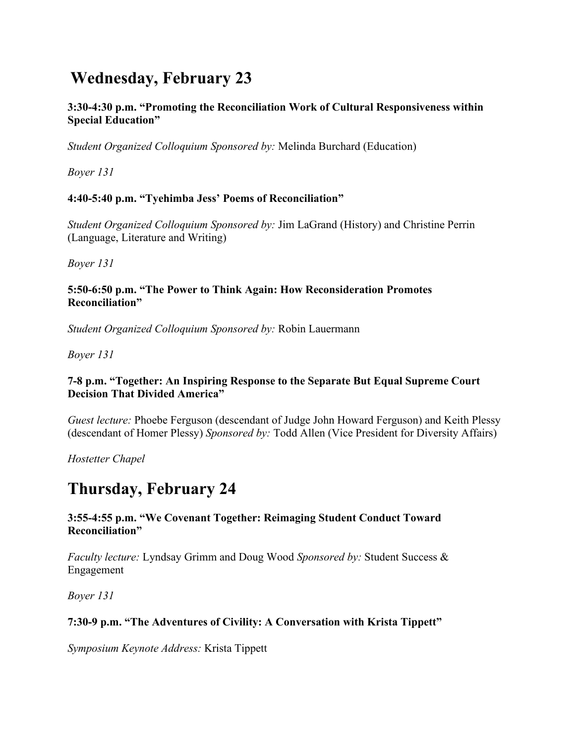# Wednesday, February 23

### 3:30-4:30 p.m. “Promoting the Reconciliation Work of Cultural Responsiveness within Special Education”

*Student Organized Colloquium Sponsored by:* Melinda Burchard (Education)

*Boyer 131*

### 4:40-5:40 p.m. “Tyehimba Jess’ Poems of Reconciliation”

*Student Organized Colloquium Sponsored by:* Jim LaGrand (History) and Christine Perrin (Language, Literature and Writing)

*Boyer 131*

### 5:50-6:50 p.m. “The Power to Think Again: How Reconsideration Promotes Reconciliation”

*Student Organized Colloquium Sponsored by:* Robin Lauermann

*Boyer 131*

### 7-8 p.m. “Together: An Inspiring Response to the Separate But Equal Supreme Court Decision That Divided America”

*Guest lecture:* Phoebe Ferguson (descendant of Judge John Howard Ferguson) and Keith Plessy (descendant of Homer Plessy) *Sponsored by:* Todd Allen (Vice President for Diversity Affairs)

*Hostetter Chapel*

# Thursday, February 24

### 3:55-4:55 p.m. “We Covenant Together: Reimaging Student Conduct Toward Reconciliation”

*Faculty lecture:* Lyndsay Grimm and Doug Wood *Sponsored by:* Student Success & Engagement

*Boyer 131*

### 7:30-9 p.m. “The Adventures of Civility: A Conversation with Krista Tippett”

*Symposium Keynote Address:* Krista Tippett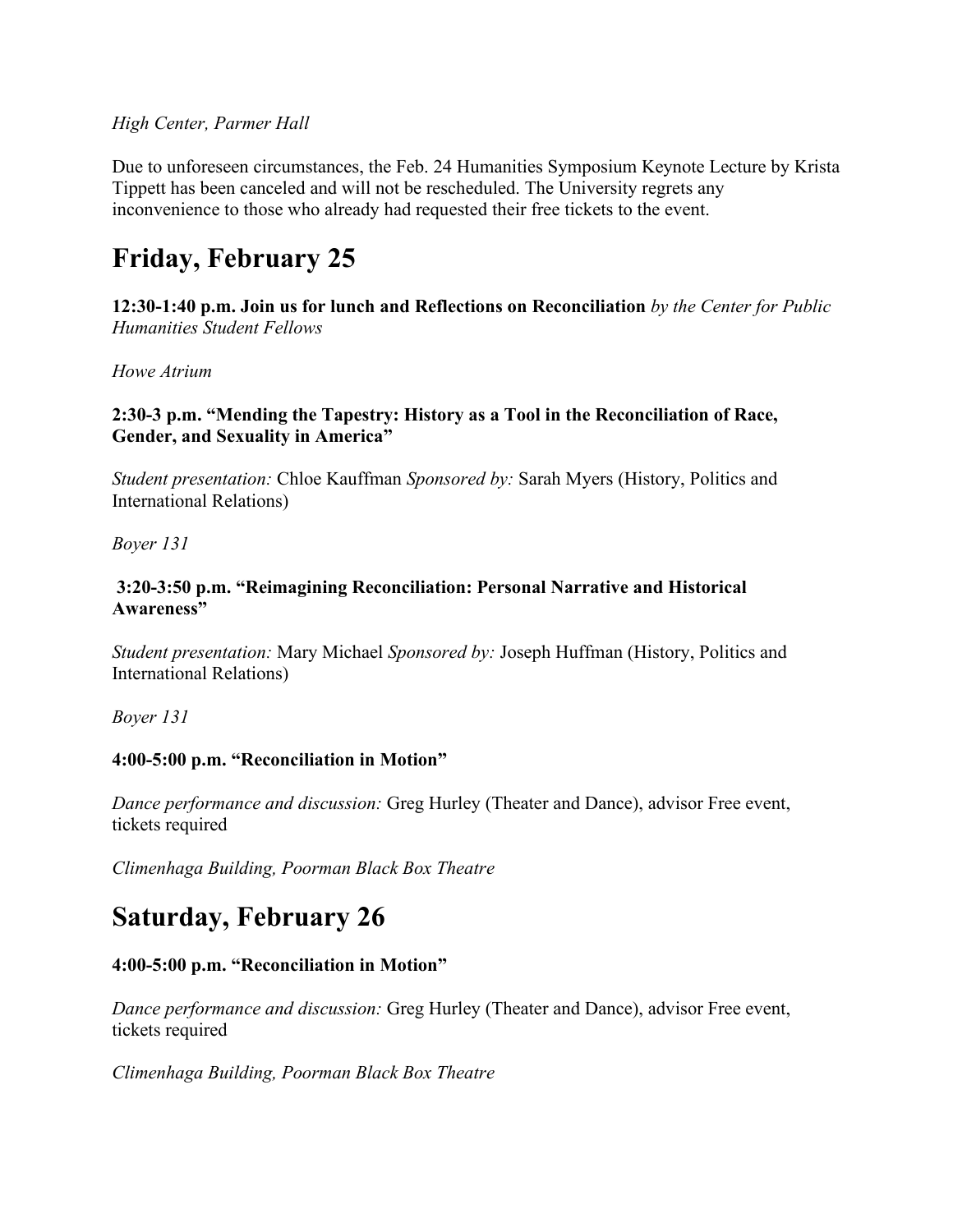*High Center, Parmer Hall*

Due to unforeseen circumstances, the Feb. 24 Humanities Symposium Keynote Lecture by Krista Tippett has been canceled and will not be rescheduled. The University regrets any inconvenience to those who already had requested their free tickets to the event.

## Friday, February 25

**12:30-1:40 p.m. Join us for lunch and Reflections on Reconciliation** *by the Center for Public Humanities Student Fellows*

*Howe Atrium*

**2:30-3 p.m. "Mending the Tapestry: History as a Tool in the Reconciliation of Race, Gender, and Sexuality in America"**

*Student presentation:* Chloe Kauffman *Sponsored by:* Sarah Myers (History, Politics and International Relations)

*Boyer 131*

**3:20-3:50 p.m. "Reimagining Reconciliation: Personal Narrative and Historical Awareness"**

*Student presentation:* Mary Michael *Sponsored by:* Joseph Huffman (History, Politics and International Relations)

*Boyer 131*

**4:00-5:00 p.m. "Reconciliation in Motion"**

*Dance performance and discussion:* Greg Hurley (Theater and Dance), advisor Free event, tickets required

*Climenhaga Building, Poorman Black Box Theatre*

## Saturday, February 26

**4:00-5:00 p.m. "Reconciliation in Motion"**

*Dance performance and discussion:* Greg Hurley (Theater and Dance), advisor Free event, tickets required

*Climenhaga Building, Poorman Black Box Theatre*